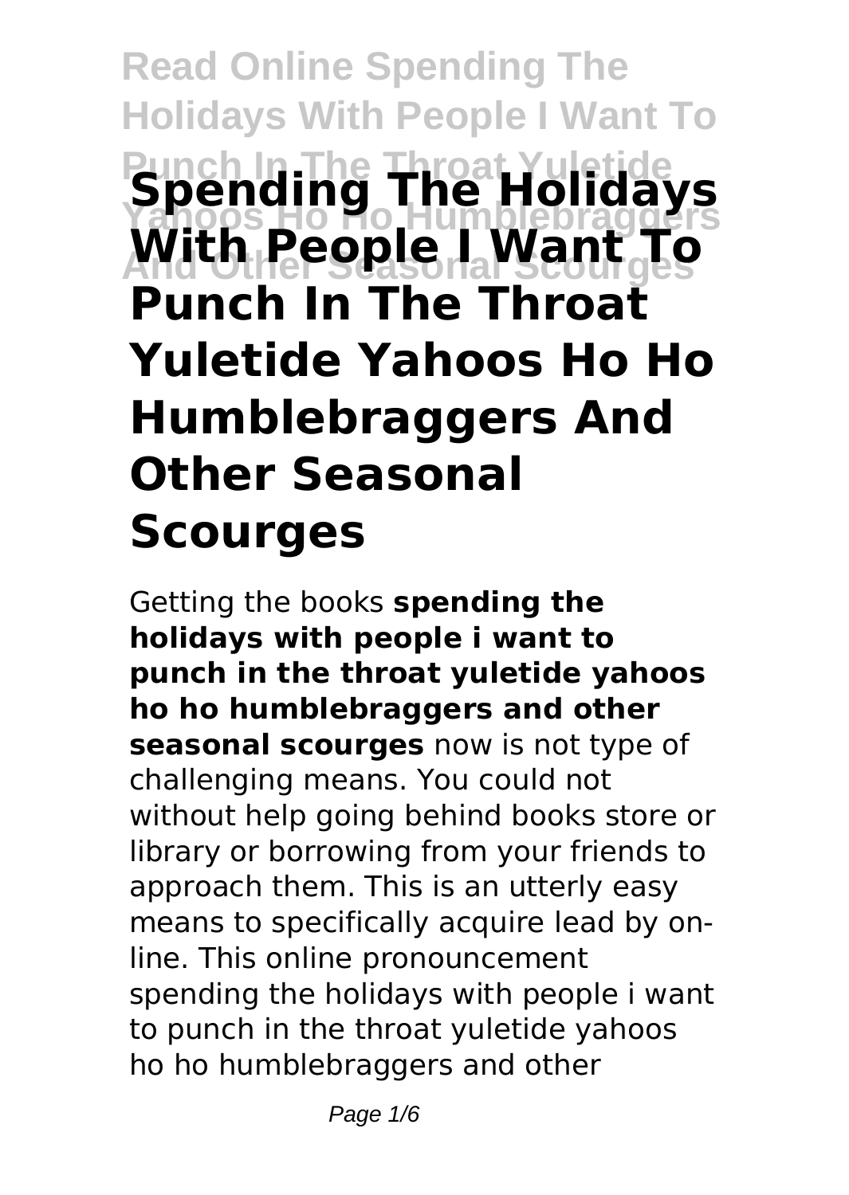# Spending The Holidays With People I Want To Punch In The Throat Yuletide Yahoos Ho Ho Humblebraggers And Other Seasonal Scourges

Getting the books **spending the holidays with people i want to punch in the throat yuletide yahoos ho ho humblebraggers and other seasonal scourges** now is not type of challenging means. You could not without help going behind books store or library or borrowing from your friends to approach them. This is an utterly easy means to specifically acquire lead by on-line. This online pronouncement spending the holidays with people i want to punch in the throat yuletide yahoos ho ho humblebraggers and other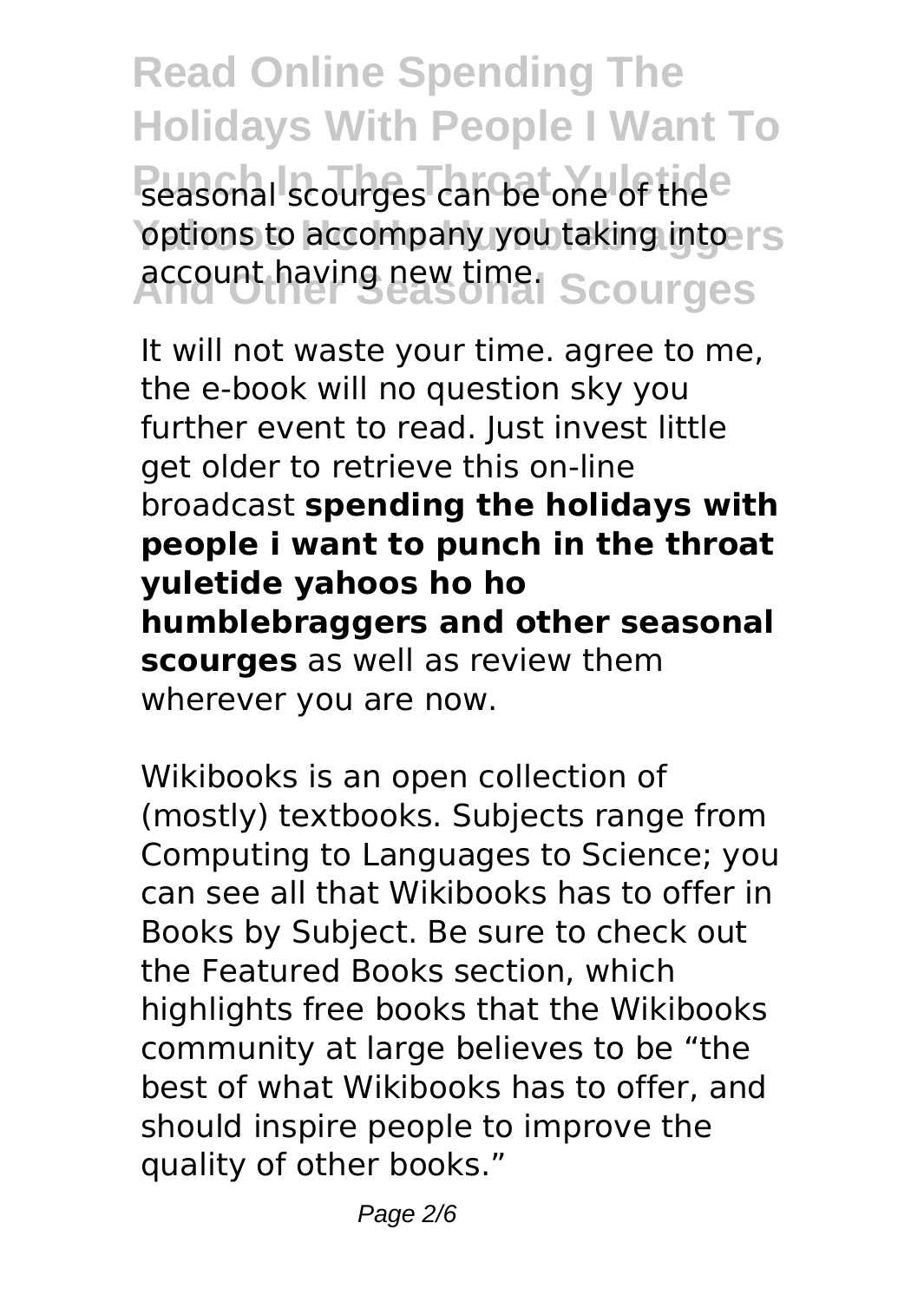seasonal scourges can be one of the options to accompany you taking into account having new time.

It will not waste your time. agree to me, the e-book will no question sky you further event to read. Just invest little get older to retrieve this on-line broadcast **spending the holidays with people i want to punch in the throat yuletide yahoos ho ho humblebraggers and other seasonal scourges** as well as review them wherever you are now.

Wikibooks is an open collection of (mostly) textbooks. Subjects range from Computing to Languages to Science; you can see all that Wikibooks has to offer in Books by Subject. Be sure to check out the Featured Books section, which highlights free books that the Wikibooks community at large believes to be "the best of what Wikibooks has to offer, and should inspire people to improve the quality of other books."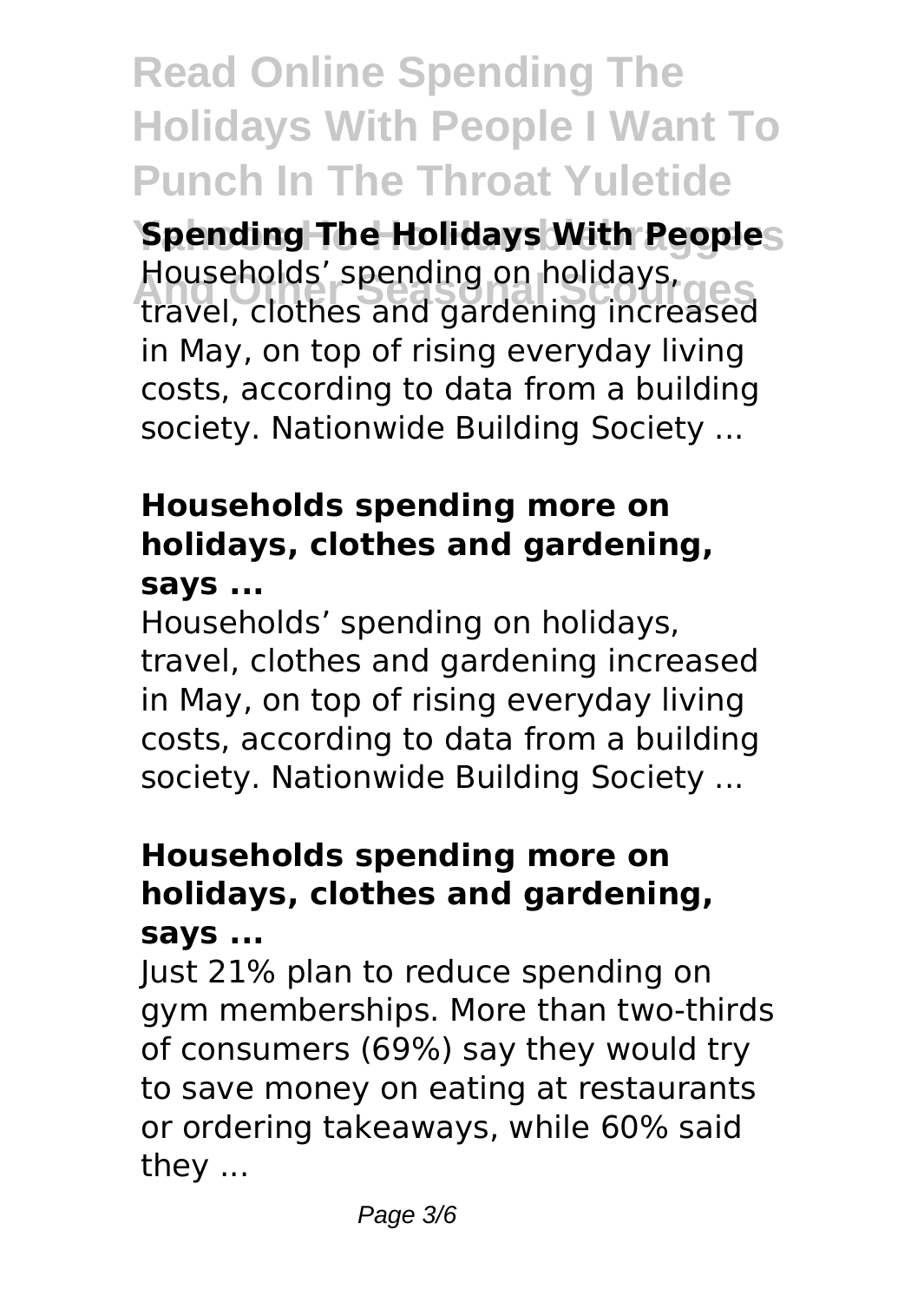# Read Online Spending The Holidays With People I Want To Punch In The Throat Yuletide Yahoos Ho Ho Humblebraggers And Other Seasonal Scourges

**Spending The Holidays With People**

Households' spending on holidays, travel, clothes and gardening increased in May, on top of rising everyday living costs, according to data from a building society. Nationwide Building Society ...

### Households spending more on holidays, clothes and gardening, says ...

Households' spending on holidays, travel, clothes and gardening increased in May, on top of rising everyday living costs, according to data from a building society. Nationwide Building Society ...

### Households spending more on holidays, clothes and gardening, says ...

Just 21% plan to reduce spending on gym memberships. More than two-thirds of consumers (69%) say they would try to save money on eating at restaurants or ordering takeaways, while 60% said they ...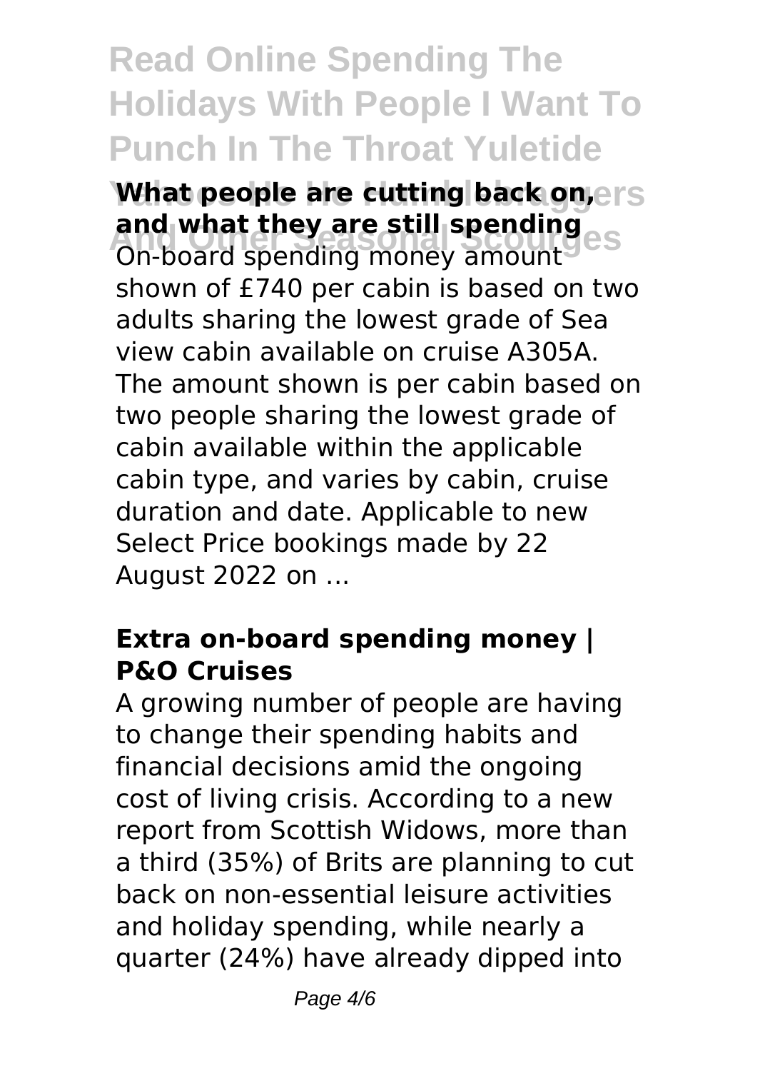### What people are cutting back on, and what they are still spending

On-board spending money amount shown of £740 per cabin is based on two adults sharing the lowest grade of Sea view cabin available on cruise A305A. The amount shown is per cabin based on two people sharing the lowest grade of cabin available within the applicable cabin type, and varies by cabin, cruise duration and date. Applicable to new Select Price bookings made by 22 August 2022 on ...

### Extra on-board spending money | P&O Cruises

A growing number of people are having to change their spending habits and financial decisions amid the ongoing cost of living crisis. According to a new report from Scottish Widows, more than a third (35%) of Brits are planning to cut back on non-essential leisure activities and holiday spending, while nearly a quarter (24%) have already dipped into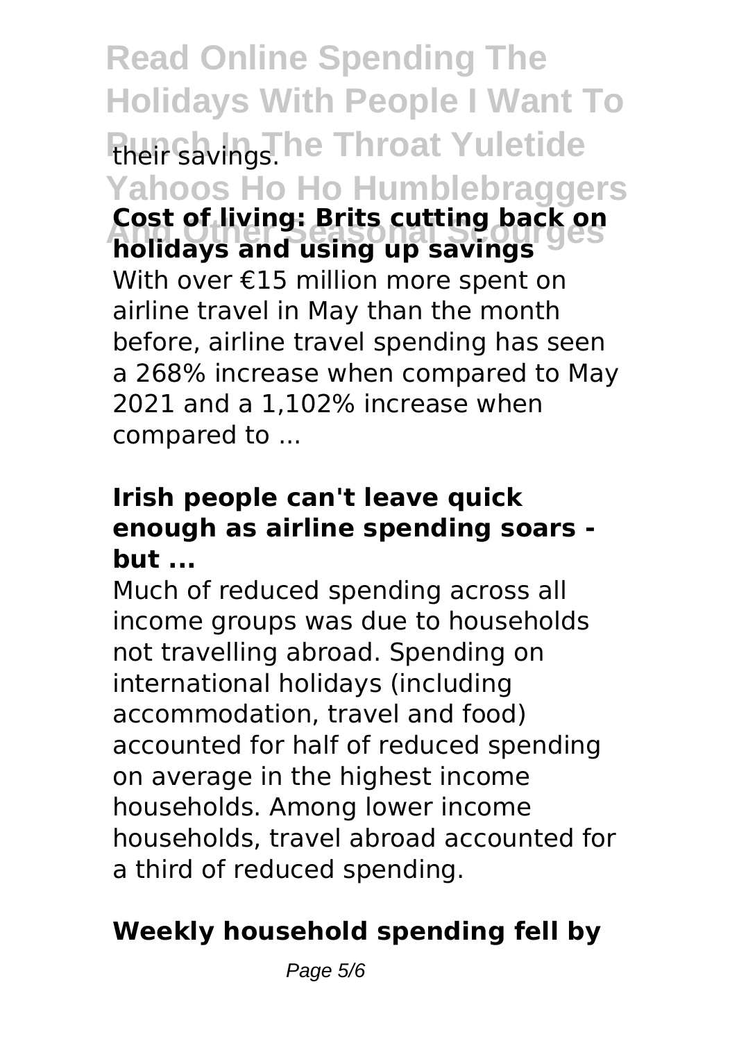their savings.

**Cost of living: Brits cutting back on holidays and using up savings**

With over €15 million more spent on airline travel in May than the month before, airline travel spending has seen a 268% increase when compared to May 2021 and a 1,102% increase when compared to ...

**Irish people can't leave quick enough as airline spending soars - but ...**

Much of reduced spending across all income groups was due to households not travelling abroad. Spending on international holidays (including accommodation, travel and food) accounted for half of reduced spending on average in the highest income households. Among lower income households, travel abroad accounted for a third of reduced spending.

**Weekly household spending fell by**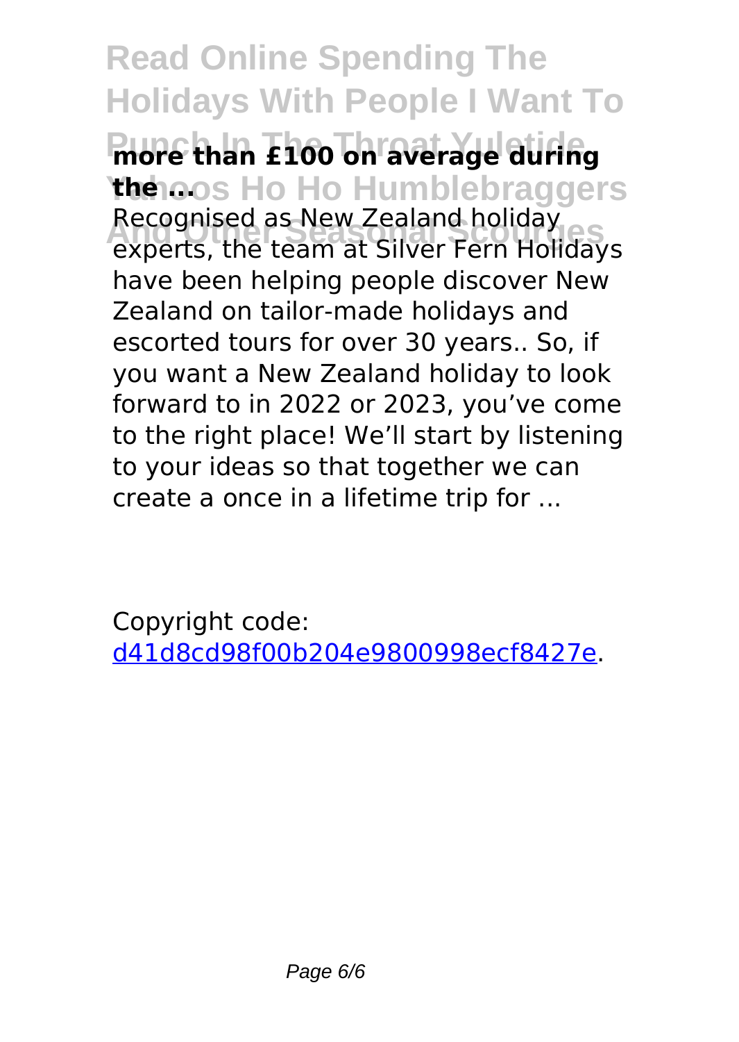**more than £100 on average during the ...**

Recognised as New Zealand holiday experts, the team at Silver Fern Holidays have been helping people discover New Zealand on tailor-made holidays and escorted tours for over 30 years.. So, if you want a New Zealand holiday to look forward to in 2022 or 2023, you've come to the right place! We'll start by listening to your ideas so that together we can create a once in a lifetime trip for ...

Copyright code: d41d8cd98f00b204e9800998ecf8427e.